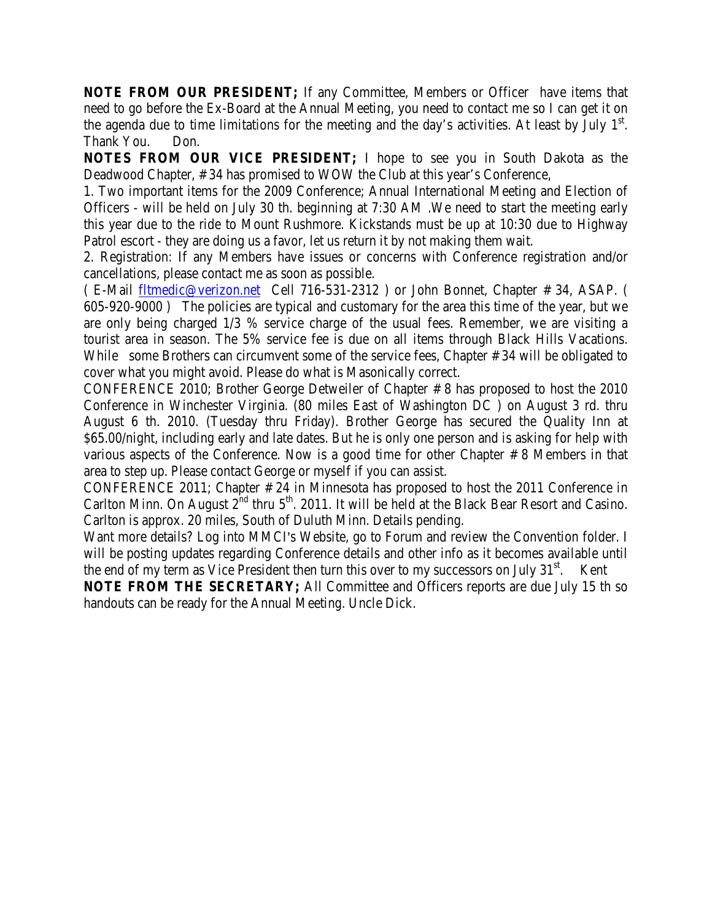**NOTE FROM OUR PRESIDENT;** If any Committee, Members or Officer have items that need to go before the Ex-Board at the Annual Meeting, you need to contact me so I can get it on the agenda due to time limitations for the meeting and the day's activities. At least by July 1st. Thank You. Don.

**NOTES FROM OUR VICE PRESIDENT;** I hope to see you in South Dakota as the Deadwood Chapter, # 34 has promised to WOW the Club at this year's Conference,

1. Two important items for the 2009 Conference; Annual International Meeting and Election of Officers - will be held on July 30 th. beginning at 7:30 AM .We need to start the meeting early this year due to the ride to Mount Rushmore. Kickstands must be up at 10:30 due to Highway Patrol escort - they are doing us a favor, let us return it by not making them wait.

2. Registration: If any Members have issues or concerns with Conference registration and/or cancellations, please contact me as soon as possible.

( E-Mail fltmedic@verizon.net Cell 716-531-2312 ) or John Bonnet, Chapter # 34, ASAP. ( 605-920-9000 ) The policies are typical and customary for the area this time of the year, but we are only being charged 1/3 % service charge of the usual fees. Remember, we are visiting a tourist area in season. The 5% service fee is due on all items through Black Hills Vacations. While some Brothers can circumvent some of the service fees, Chapter # 34 will be obligated to cover what you might avoid. Please do what is Masonically correct.

CONFERENCE 2010; Brother George Detweiler of Chapter # 8 has proposed to host the 2010 Conference in Winchester Virginia. (80 miles East of Washington DC ) on August 3 rd. thru August 6 th. 2010. (Tuesday thru Friday). Brother George has secured the Quality Inn at $65.00/night, including early and late dates. But he is only one person and is asking for help with various aspects of the Conference. Now is a good time for other Chapter # 8 Members in that area to step up. Please contact George or myself if you can assist.

CONFERENCE 2011; Chapter # 24 in Minnesota has proposed to host the 2011 Conference in Carlton Minn. On August 2nd thru 5th. 2011. It will be held at the Black Bear Resort and Casino. Carlton is approx. 20 miles, South of Duluth Minn. Details pending.

Want more details? Log into MMCI's Website, go to Forum and review the Convention folder. I will be posting updates regarding Conference details and other info as it becomes available until the end of my term as Vice President then turn this over to my successors on July 31st. Kent

**NOTE FROM THE SECRETARY;** All Committee and Officers reports are due July 15 th so handouts can be ready for the Annual Meeting. Uncle Dick.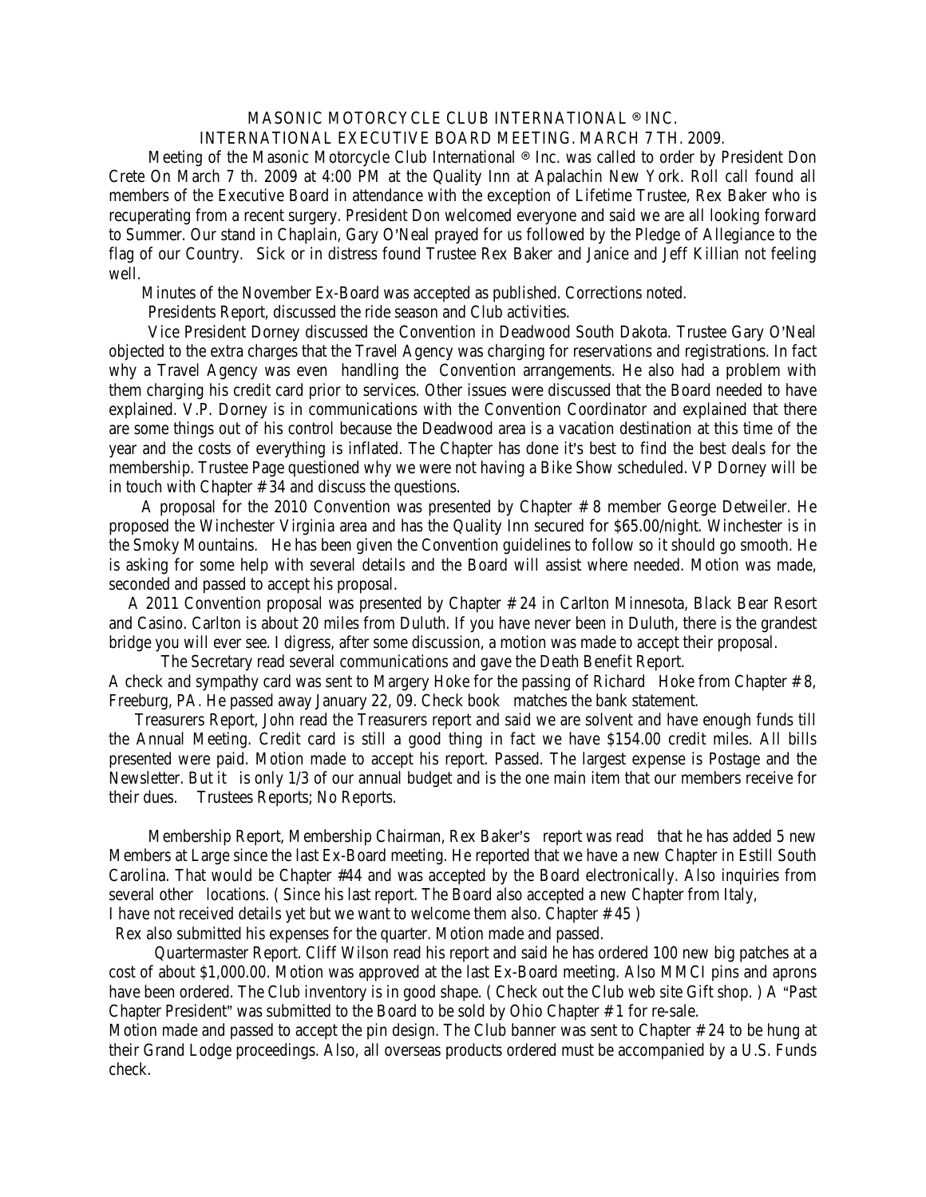MASONIC MOTORCYCLE CLUB INTERNATIONAL ® INC.
INTERNATIONAL EXECUTIVE BOARD MEETING. MARCH 7 TH. 2009.

Meeting of the Masonic Motorcycle Club International ® Inc. was called to order by President Don Crete On March 7 th. 2009 at 4:00 PM at the Quality Inn at Apalachin New York. Roll call found all members of the Executive Board in attendance with the exception of Lifetime Trustee, Rex Baker who is recuperating from a recent surgery. President Don welcomed everyone and said we are all looking forward to Summer. Our stand in Chaplain, Gary O'Neal prayed for us followed by the Pledge of Allegiance to the flag of our Country. Sick or in distress found Trustee Rex Baker and Janice and Jeff Killian not feeling well.

Minutes of the November Ex-Board was accepted as published. Corrections noted.

Presidents Report, discussed the ride season and Club activities.

Vice President Dorney discussed the Convention in Deadwood South Dakota. Trustee Gary O'Neal objected to the extra charges that the Travel Agency was charging for reservations and registrations. In fact why a Travel Agency was even handling the Convention arrangements. He also had a problem with them charging his credit card prior to services. Other issues were discussed that the Board needed to have explained. V.P. Dorney is in communications with the Convention Coordinator and explained that there are some things out of his control because the Deadwood area is a vacation destination at this time of the year and the costs of everything is inflated. The Chapter has done it's best to find the best deals for the membership. Trustee Page questioned why we were not having a Bike Show scheduled. VP Dorney will be in touch with Chapter # 34 and discuss the questions.

A proposal for the 2010 Convention was presented by Chapter # 8 member George Detweiler. He proposed the Winchester Virginia area and has the Quality Inn secured for $65.00/night. Winchester is in the Smoky Mountains. He has been given the Convention guidelines to follow so it should go smooth. He is asking for some help with several details and the Board will assist where needed. Motion was made, seconded and passed to accept his proposal.

A 2011 Convention proposal was presented by Chapter # 24 in Carlton Minnesota, Black Bear Resort and Casino. Carlton is about 20 miles from Duluth. If you have never been in Duluth, there is the grandest bridge you will ever see. I digress, after some discussion, a motion was made to accept their proposal.

The Secretary read several communications and gave the Death Benefit Report.
A check and sympathy card was sent to Margery Hoke for the passing of Richard Hoke from Chapter # 8, Freeburg, PA. He passed away January 22, 09. Check book matches the bank statement.

Treasurers Report, John read the Treasurers report and said we are solvent and have enough funds till the Annual Meeting. Credit card is still a good thing in fact we have $154.00 credit miles. All bills presented were paid. Motion made to accept his report. Passed. The largest expense is Postage and the Newsletter. But it is only 1/3 of our annual budget and is the one main item that our members receive for their dues. Trustees Reports; No Reports.

Membership Report, Membership Chairman, Rex Baker's report was read that he has added 5 new Members at Large since the last Ex-Board meeting. He reported that we have a new Chapter in Estill South Carolina. That would be Chapter #44 and was accepted by the Board electronically. Also inquiries from several other locations. ( Since his last report. The Board also accepted a new Chapter from Italy,
I have not received details yet but we want to welcome them also. Chapter # 45 )
Rex also submitted his expenses for the quarter. Motion made and passed.

Quartermaster Report. Cliff Wilson read his report and said he has ordered 100 new big patches at a cost of about $1,000.00. Motion was approved at the last Ex-Board meeting. Also MMCI pins and aprons have been ordered. The Club inventory is in good shape. ( Check out the Club web site Gift shop. ) A "Past Chapter President" was submitted to the Board to be sold by Ohio Chapter # 1 for re-sale.
Motion made and passed to accept the pin design. The Club banner was sent to Chapter # 24 to be hung at their Grand Lodge proceedings. Also, all overseas products ordered must be accompanied by a U.S. Funds check.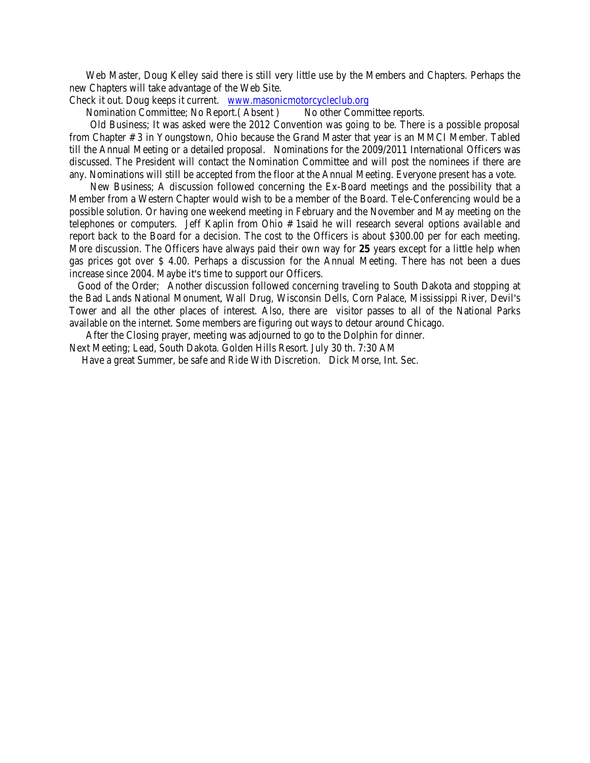Web Master, Doug Kelley said there is still very little use by the Members and Chapters. Perhaps the new Chapters will take advantage of the Web Site.

Check it out. Doug keeps it current. [www.masonicmotorcycleclub.org](http://www.masonicmotorcycleclub.org)

Nomination Committee; No Report.( Absent ) No other Committee reports.

Old Business; It was asked were the 2012 Convention was going to be. There is a possible proposal from Chapter # 3 in Youngstown, Ohio because the Grand Master that year is an MMCI Member. Tabled till the Annual Meeting or a detailed proposal. Nominations for the 2009/2011 International Officers was discussed. The President will contact the Nomination Committee and will post the nominees if there are any. Nominations will still be accepted from the floor at the Annual Meeting. Everyone present has a vote.

New Business; A discussion followed concerning the Ex-Board meetings and the possibility that a Member from a Western Chapter would wish to be a member of the Board. Tele-Conferencing would be a possible solution. Or having one weekend meeting in February and the November and May meeting on the telephones or computers. Jeff Kaplin from Ohio # 1said he will research several options available and report back to the Board for a decision. The cost to the Officers is about $300.00 per for each meeting. More discussion. The Officers have always paid their own way for **25** years except for a little help when gas prices got over $ 4.00. Perhaps a discussion for the Annual Meeting. There has not been a dues increase since 2004. Maybe it's time to support our Officers.

Good of the Order; Another discussion followed concerning traveling to South Dakota and stopping at the Bad Lands National Monument, Wall Drug, Wisconsin Dells, Corn Palace, Mississippi River, Devil's Tower and all the other places of interest. Also, there are visitor passes to all of the National Parks available on the internet. Some members are figuring out ways to detour around Chicago.

After the Closing prayer, meeting was adjourned to go to the Dolphin for dinner.

Next Meeting; Lead, South Dakota. Golden Hills Resort. July 30 th. 7:30 AM

Have a great Summer, be safe and Ride With Discretion. Dick Morse, Int. Sec.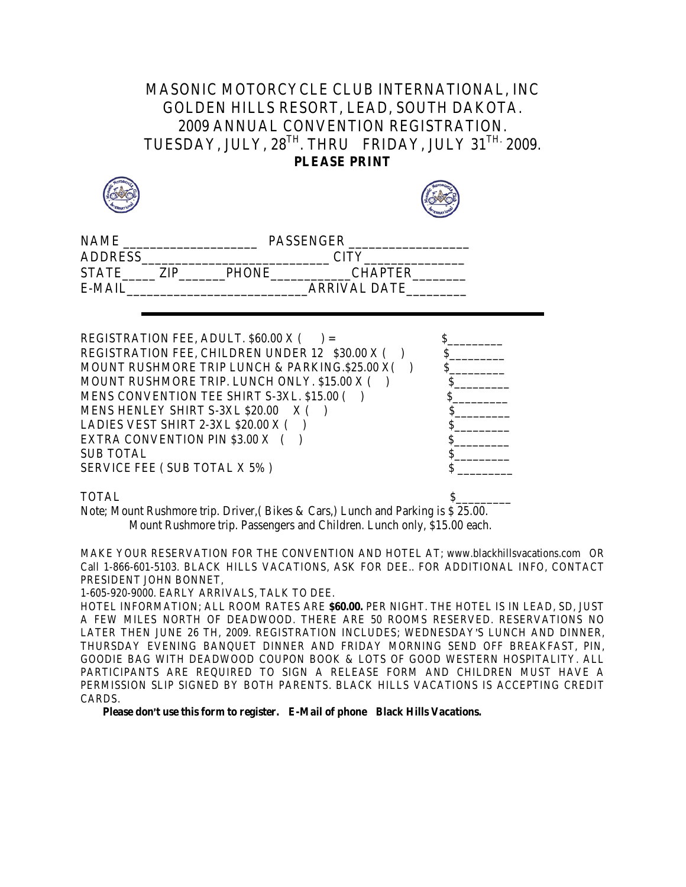# MASONIC MOTORCYCLE CLUB INTERNATIONAL, INC
# GOLDEN HILLS RESORT, LEAD, SOUTH DAKOTA.
# 2009 ANNUAL CONVENTION REGISTRATION.
# TUESDAY, JULY, 28TH. THRU FRIDAY, JULY 31TH. 2009.

**PLEASE PRINT**

NAME ____________________ PASSENGER __________________
ADDRESS____________________________ CITY_______________
STATE_____ ZIP_______PHONE____________CHAPTER________
E-MAIL___________________________ARRIVAL DATE_________

---

| | |
|---|---|
| REGISTRATION FEE, ADULT. $60.00 X (   ) = | $_________ |
| REGISTRATION FEE, CHILDREN UNDER 12  $30.00 X (   ) | $_________ |
| MOUNT RUSHMORE TRIP LUNCH & PARKING.$25.00 X(   ) | $_________ |
| MOUNT RUSHMORE TRIP. LUNCH ONLY. $15.00 X (   ) | $_________ |
| MENS CONVENTION TEE SHIRT S-3XL. $15.00 (   ) | $_________ |
| MENS HENLEY SHIRT S-3XL $20.00  X (   ) | $_________ |
| LADIES VEST SHIRT 2-3XL $20.00 X (   ) | $_________ |
| EXTRA CONVENTION PIN $3.00 X  (   ) | $_________ |
| SUB TOTAL | $_________ |
| SERVICE FEE ( SUB TOTAL X 5% ) | $ _________ |
| TOTAL | $_________ |

Note; Mount Rushmore trip. Driver,( Bikes & Cars,) Lunch and Parking is $ 25.00.
Mount Rushmore trip. Passengers and Children. Lunch only, $15.00 each.

MAKE YOUR RESERVATION FOR THE CONVENTION AND HOTEL AT; www.blackhillsvacations.com OR Call 1-866-601-5103. BLACK HILLS VACATIONS, ASK FOR DEE.. FOR ADDITIONAL INFO, CONTACT PRESIDENT JOHN BONNET,
1-605-920-9000. EARLY ARRIVALS, TALK TO DEE.

HOTEL INFORMATION; ALL ROOM RATES ARE **$60.00.** PER NIGHT. THE HOTEL IS IN LEAD, SD, JUST A FEW MILES NORTH OF DEADWOOD. THERE ARE 50 ROOMS RESERVED. RESERVATIONS NO LATER THEN JUNE 26 TH, 2009. REGISTRATION INCLUDES; WEDNESDAY'S LUNCH AND DINNER, THURSDAY EVENING BANQUET DINNER AND FRIDAY MORNING SEND OFF BREAKFAST, PIN, GOODIE BAG WITH DEADWOOD COUPON BOOK & LOTS OF GOOD WESTERN HOSPITALITY. ALL PARTICIPANTS ARE REQUIRED TO SIGN A RELEASE FORM AND CHILDREN MUST HAVE A PERMISSION SLIP SIGNED BY BOTH PARENTS. BLACK HILLS VACATIONS IS ACCEPTING CREDIT CARDS.

**Please don't use this form to register. E-Mail of phone Black Hills Vacations.**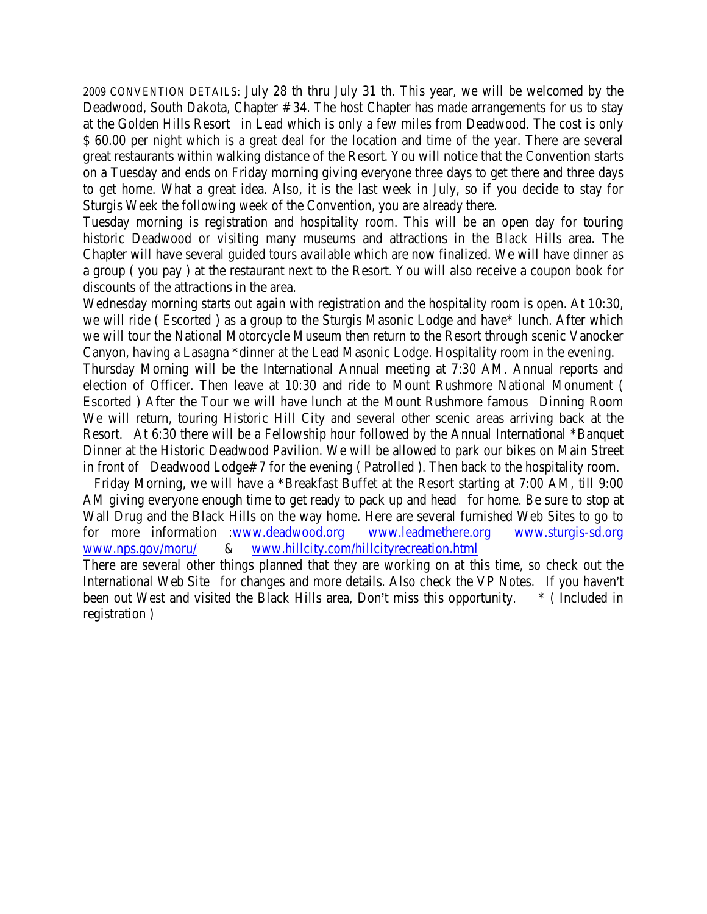2009 CONVENTION DETAILS: July 28 th thru July 31 th. This year, we will be welcomed by the Deadwood, South Dakota, Chapter # 34. The host Chapter has made arrangements for us to stay at the Golden Hills Resort in Lead which is only a few miles from Deadwood. The cost is only $ 60.00 per night which is a great deal for the location and time of the year. There are several great restaurants within walking distance of the Resort. You will notice that the Convention starts on a Tuesday and ends on Friday morning giving everyone three days to get there and three days to get home. What a great idea. Also, it is the last week in July, so if you decide to stay for Sturgis Week the following week of the Convention, you are already there.

Tuesday morning is registration and hospitality room. This will be an open day for touring historic Deadwood or visiting many museums and attractions in the Black Hills area. The Chapter will have several guided tours available which are now finalized. We will have dinner as a group ( you pay ) at the restaurant next to the Resort. You will also receive a coupon book for discounts of the attractions in the area.

Wednesday morning starts out again with registration and the hospitality room is open. At 10:30, we will ride ( Escorted ) as a group to the Sturgis Masonic Lodge and have* lunch. After which we will tour the National Motorcycle Museum then return to the Resort through scenic Vanocker Canyon, having a Lasagna *dinner at the Lead Masonic Lodge. Hospitality room in the evening.

Thursday Morning will be the International Annual meeting at 7:30 AM. Annual reports and election of Officer. Then leave at 10:30 and ride to Mount Rushmore National Monument ( Escorted ) After the Tour we will have lunch at the Mount Rushmore famous Dinning Room We will return, touring Historic Hill City and several other scenic areas arriving back at the Resort. At 6:30 there will be a Fellowship hour followed by the Annual International *Banquet Dinner at the Historic Deadwood Pavilion. We will be allowed to park our bikes on Main Street in front of Deadwood Lodge# 7 for the evening ( Patrolled ). Then back to the hospitality room.

Friday Morning, we will have a *Breakfast Buffet at the Resort starting at 7:00 AM, till 9:00 AM giving everyone enough time to get ready to pack up and head for home. Be sure to stop at Wall Drug and the Black Hills on the way home. Here are several furnished Web Sites to go to for more information :www.deadwood.org www.leadmethere.org www.sturgis-sd.org www.nps.gov/moru/ & www.hillcity.com/hillcityrecreation.html

There are several other things planned that they are working on at this time, so check out the International Web Site for changes and more details. Also check the VP Notes. If you haven't been out West and visited the Black Hills area, Don't miss this opportunity. * ( Included in registration )